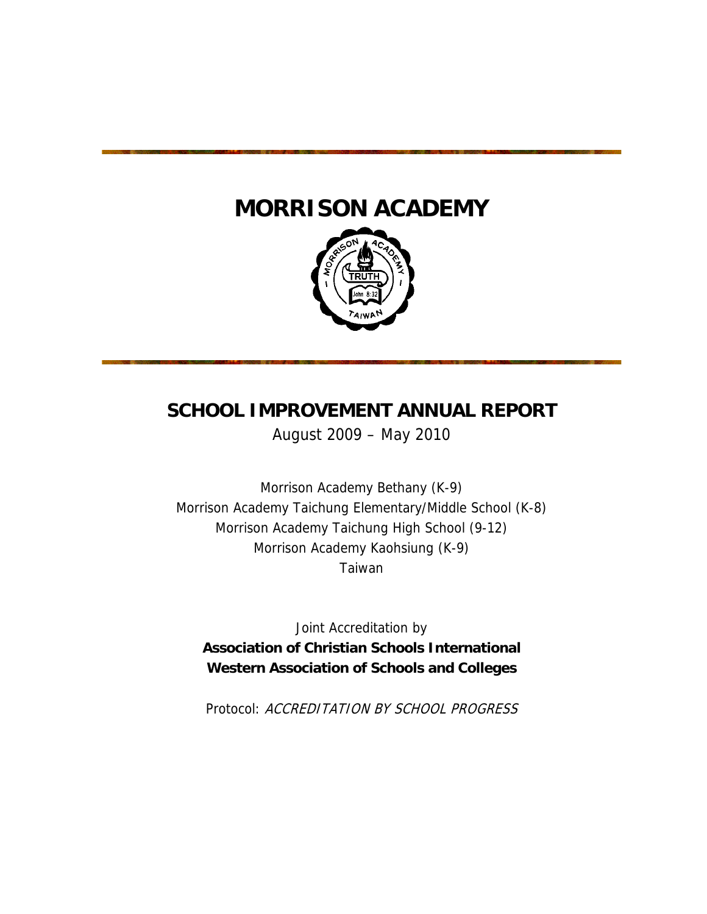# MORRISON ACADEMY

## SCHOOL IMPROVEMENT ANNUAL REPORT

August 2009 – May 2010

Morrison Academy Bethany (K-9)
Morrison Academy Taichung Elementary/Middle School (K-8)
Morrison Academy Taichung High School (9-12)
Morrison Academy Kaohsiung (K-9)
Taiwan

Joint Accreditation by
**Association of Christian Schools International**
**Western Association of Schools and Colleges**

Protocol: *ACCREDITATION BY SCHOOL PROGRESS*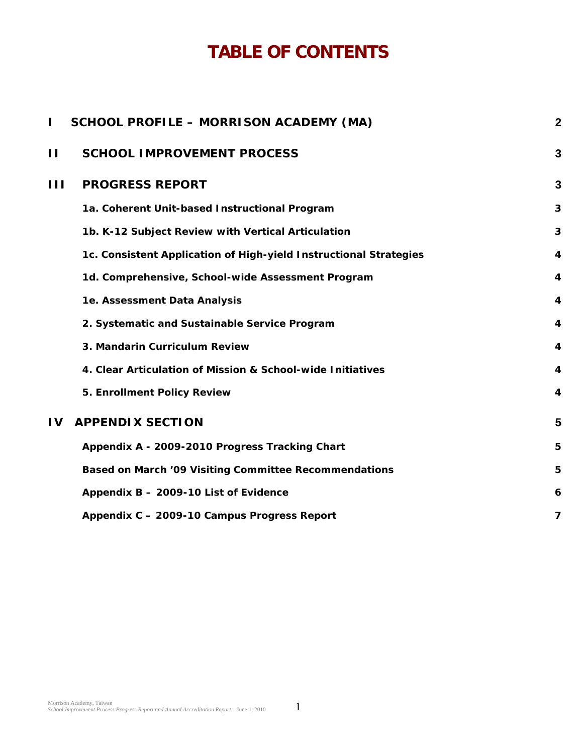# TABLE OF CONTENTS

| | | |
|---|---|---|
| **I** | **SCHOOL PROFILE – MORRISON ACADEMY (MA)** | **2** |
| **II** | **SCHOOL IMPROVEMENT PROCESS** | **3** |
| **III** | **PROGRESS REPORT** | **3** |
| | **1a. Coherent Unit-based Instructional Program** | **3** |
| | **1b. K-12 Subject Review with Vertical Articulation** | **3** |
| | **1c. Consistent Application of High-yield Instructional Strategies** | **4** |
| | **1d. Comprehensive, School-wide Assessment Program** | **4** |
| | **1e. Assessment Data Analysis** | **4** |
| | **2. Systematic and Sustainable Service Program** | **4** |
| | **3. Mandarin Curriculum Review** | **4** |
| | **4. Clear Articulation of Mission & School-wide Initiatives** | **4** |
| | **5. Enrollment Policy Review** | **4** |
| **IV** | **APPENDIX SECTION** | **5** |
| | **Appendix A - 2009-2010 Progress Tracking Chart** | **5** |
| | **Based on March '09 Visiting Committee Recommendations** | **5** |
| | **Appendix B – 2009-10 List of Evidence** | **6** |
| | **Appendix C – 2009-10 Campus Progress Report** | **7** |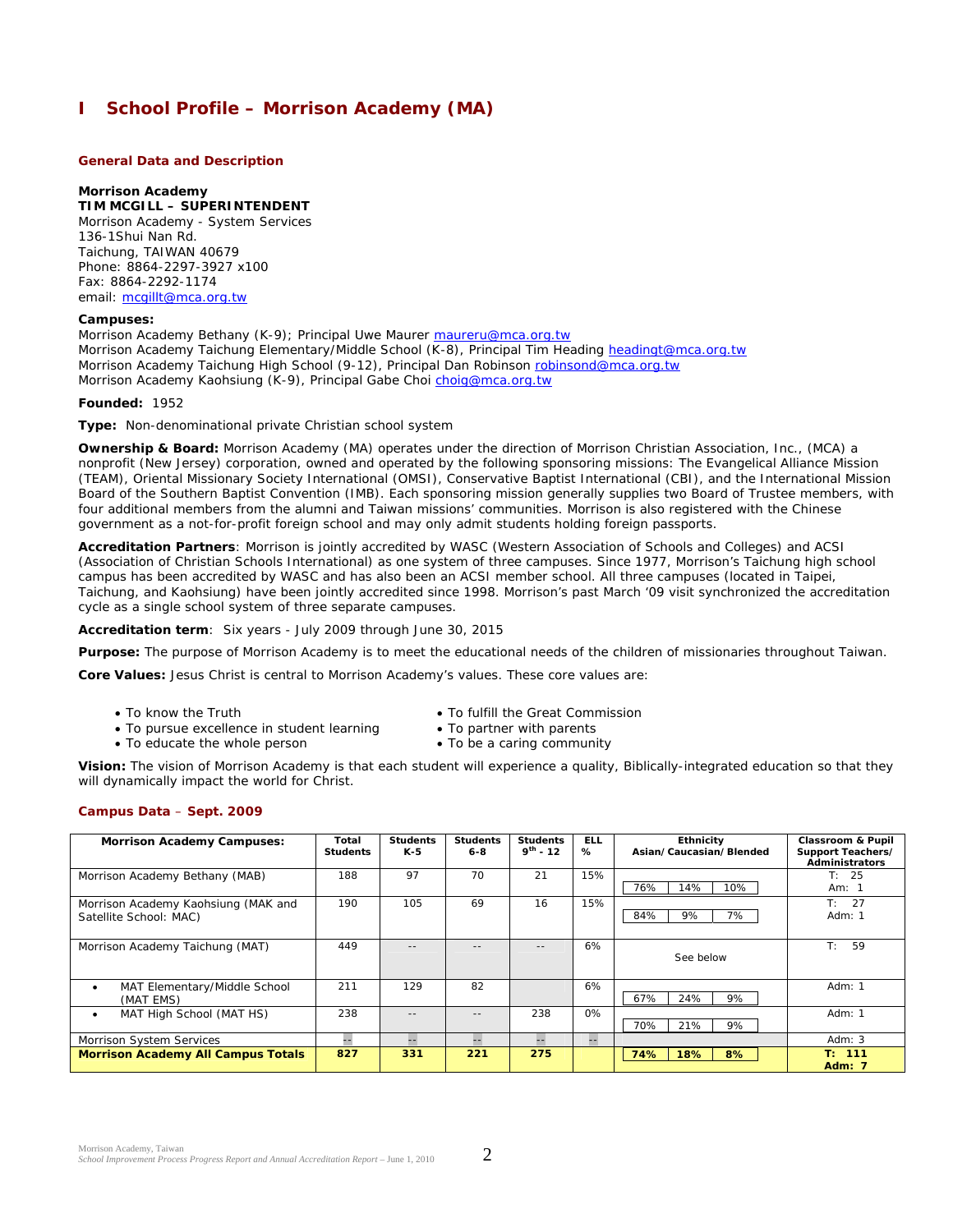# I School Profile – Morrison Academy (MA)

## General Data and Description

**Morrison Academy**
**TIM MCGILL – SUPERINTENDENT**
Morrison Academy - System Services
136-1Shui Nan Rd.
Taichung, TAIWAN 40679
Phone: 8864-2297-3927 x100
Fax: 8864-2292-1174
email: mcgillt@mca.org.tw

**Campuses:**
Morrison Academy Bethany (K-9); Principal Uwe Maurer maureru@mca.org.tw
Morrison Academy Taichung Elementary/Middle School (K-8), Principal Tim Heading headingt@mca.org.tw
Morrison Academy Taichung High School (9-12), Principal Dan Robinson robinsond@mca.org.tw
Morrison Academy Kaohsiung (K-9), Principal Gabe Choi choig@mca.org.tw

**Founded:** 1952

**Type:** Non-denominational private Christian school system

**Ownership & Board:** Morrison Academy (MA) operates under the direction of Morrison Christian Association, Inc., (MCA) a nonprofit (New Jersey) corporation, owned and operated by the following sponsoring missions: The Evangelical Alliance Mission (TEAM), Oriental Missionary Society International (OMSI), Conservative Baptist International (CBI), and the International Mission Board of the Southern Baptist Convention (IMB). Each sponsoring mission generally supplies two Board of Trustee members, with four additional members from the alumni and Taiwan missions' communities. Morrison is also registered with the Chinese government as a not-for-profit foreign school and may only admit students holding foreign passports.

**Accreditation Partners**: Morrison is jointly accredited by WASC (Western Association of Schools and Colleges) and ACSI (Association of Christian Schools International) as one system of three campuses. Since 1977, Morrison's Taichung high school campus has been accredited by WASC and has also been an ACSI member school. All three campuses (located in Taipei, Taichung, and Kaohsiung) have been jointly accredited since 1998. Morrison's past March '09 visit synchronized the accreditation cycle as a single school system of three separate campuses.

**Accreditation term**: Six years - July 2009 through June 30, 2015

**Purpose:** The purpose of Morrison Academy is to meet the educational needs of the children of missionaries throughout Taiwan.

**Core Values:** Jesus Christ is central to Morrison Academy's values. These core values are:

- To know the Truth
- To pursue excellence in student learning
- To educate the whole person
- To fulfill the Great Commission
- To partner with parents
- To be a caring community

**Vision:** The vision of Morrison Academy is that each student will experience a quality, Biblically-integrated education so that they will dynamically impact the world for Christ.

## Campus Data – Sept. 2009

| Morrison Academy Campuses: | Total Students | Students K-5 | Students 6-8 | Students 9th - 12 | ELL % | Ethnicity Asian/Caucasian/Blended | Classroom & Pupil Support Teachers/ Administrators |
|---|---|---|---|---|---|---|---|
| Morrison Academy Bethany (MAB) | 188 | 97 | 70 | 21 | 15% | 76% / 14% / 10% | T: 25<br>Am: 1 |
| Morrison Academy Kaohsiung (MAK and Satellite School: MAC) | 190 | 105 | 69 | 16 | 15% | 84% / 9% / 7% | T: 27<br>Adm: 1 |
| Morrison Academy Taichung (MAT) | 449 | -- | -- | -- | 6% | See below | T: 59 |
| • MAT Elementary/Middle School (MAT EMS) | 211 | 129 | 82 | | 6% | 67% / 24% / 9% | Adm: 1 |
| • MAT High School (MAT HS) | 238 | -- | -- | 238 | 0% | 70% / 21% / 9% | Adm: 1 |
| Morrison System Services | -- | -- | -- | -- | -- | | Adm: 3 |
| **Morrison Academy All Campus Totals** | **827** | **331** | **221** | **275** | | **74% / 18% / 8%** | **T: 111<br>Adm: 7** |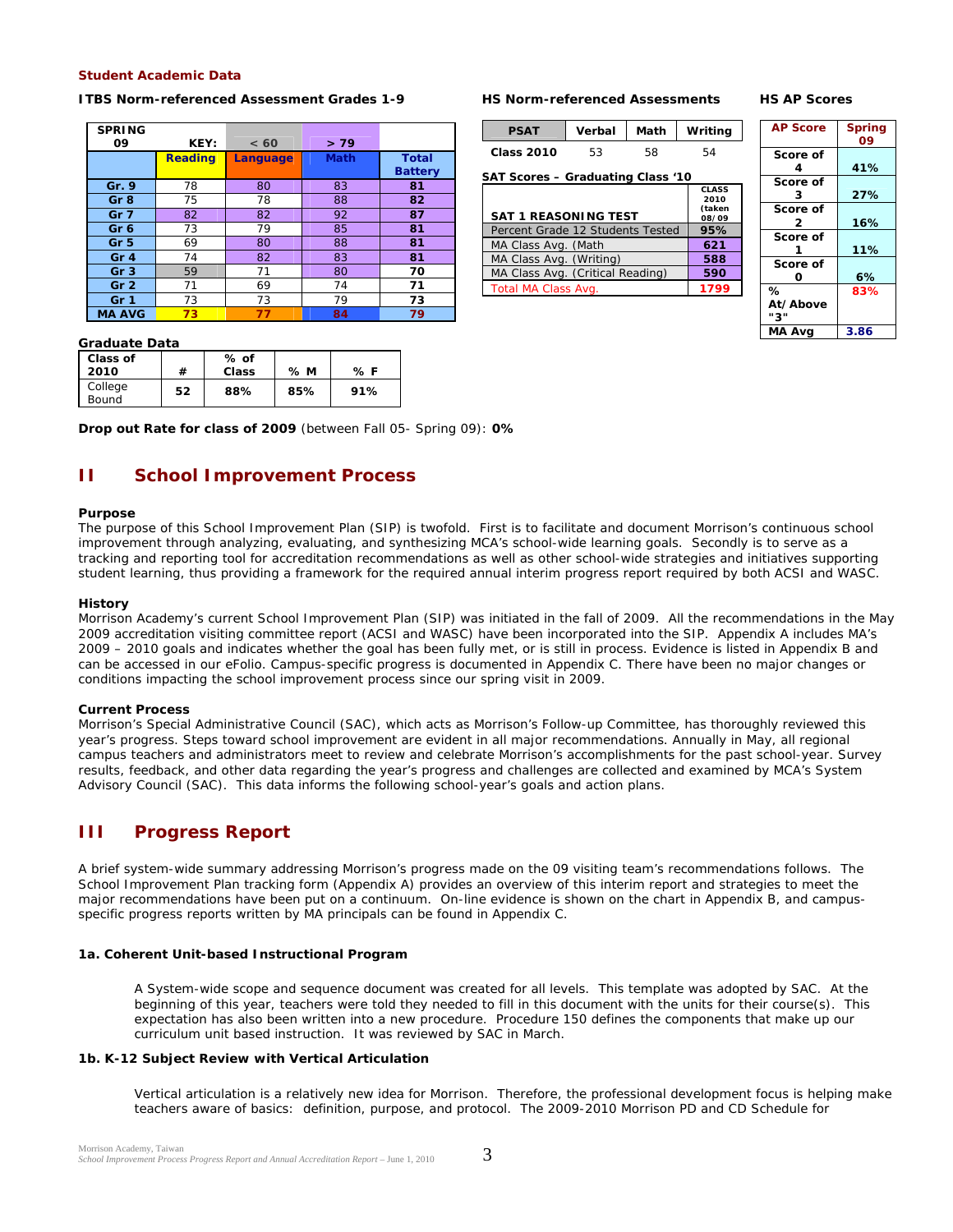**Student Academic Data**

**ITBS Norm-referenced Assessment Grades 1-9**

| SPRING 09 | KEY: | < 60 | > 79 | |
|---|---|---|---|---|
| | **Reading** | **Language** | **Math** | **Total Battery** |
| **Gr. 9** | 78 | 80 | 83 | **81** |
| **Gr 8** | 75 | 78 | 88 | **82** |
| **Gr 7** | 82 | 82 | 92 | **87** |
| **Gr 6** | 73 | 79 | 85 | **81** |
| **Gr 5** | 69 | 80 | 88 | **81** |
| **Gr 4** | 74 | 82 | 83 | **81** |
| **Gr 3** | 59 | 71 | 80 | **70** |
| **Gr 2** | 71 | 69 | 74 | **71** |
| **Gr 1** | 73 | 73 | 79 | **73** |
| **MA AVG** | 73 | 77 | 84 | 79 |

**HS Norm-referenced Assessments**

| PSAT | Verbal | Math | Writing |
|---|---|---|---|
| **Class 2010** | 53 | 58 | 54 |

**SAT Scores – Graduating Class '10**

| SAT 1 REASONING TEST | CLASS 2010 (taken 08/09 |
|---|---|
| Percent Grade 12 Students Tested | **95%** |
| MA Class Avg. (Math | **621** |
| MA Class Avg. (Writing) | **588** |
| MA Class Avg. (Critical Reading) | **590** |
| Total MA Class Avg. | **1799** |

**HS AP Scores**

| AP Score | Spring 09 |
|---|---|
| **Score of 4** | **41%** |
| **Score of 3** | **27%** |
| **Score of 2** | **16%** |
| **Score of 1** | **11%** |
| **Score of 0** | **6%** |
| **% At/Above "3"** | **83%** |
| **MA Avg** | **3.86** |

**Graduate Data**

| Class of 2010 | # | % of Class | % M | % F |
|---|---|---|---|---|
| College Bound | **52** | **88%** | **85%** | **91%** |

**Drop out Rate for class of 2009** (between Fall 05- Spring 09): **0%**

## II School Improvement Process

**Purpose**

The purpose of this School Improvement Plan (SIP) is twofold. First is to facilitate and document Morrison's continuous school improvement through analyzing, evaluating, and synthesizing MCA's school-wide learning goals. Secondly is to serve as a tracking and reporting tool for accreditation recommendations as well as other school-wide strategies and initiatives supporting student learning, thus providing a framework for the required annual interim progress report required by both ACSI and WASC.

**History**

Morrison Academy's current School Improvement Plan (SIP) was initiated in the fall of 2009. All the recommendations in the May 2009 accreditation visiting committee report (ACSI and WASC) have been incorporated into the SIP. Appendix A includes MA's 2009 – 2010 goals and indicates whether the goal has been fully met, or is still in process. Evidence is listed in Appendix B and can be accessed in our eFolio. Campus-specific progress is documented in Appendix C. There have been no major changes or conditions impacting the school improvement process since our spring visit in 2009.

**Current Process**

Morrison's Special Administrative Council (SAC), which acts as Morrison's Follow-up Committee, has thoroughly reviewed this year's progress. Steps toward school improvement are evident in all major recommendations. Annually in May, all regional campus teachers and administrators meet to review and celebrate Morrison's accomplishments for the past school-year. Survey results, feedback, and other data regarding the year's progress and challenges are collected and examined by MCA's System Advisory Council (SAC). This data informs the following school-year's goals and action plans.

## III Progress Report

A brief system-wide summary addressing Morrison's progress made on the 09 visiting team's recommendations follows. The School Improvement Plan tracking form (Appendix A) provides an overview of this interim report and strategies to meet the major recommendations have been put on a continuum. On-line evidence is shown on the chart in Appendix B, and campus-specific progress reports written by MA principals can be found in Appendix C.

**1a. Coherent Unit-based Instructional Program**

A System-wide scope and sequence document was created for all levels. This template was adopted by SAC. At the beginning of this year, teachers were told they needed to fill in this document with the units for their course(s). This expectation has also been written into a new procedure. Procedure 150 defines the components that make up our curriculum unit based instruction. It was reviewed by SAC in March.

**1b. K-12 Subject Review with Vertical Articulation**

Vertical articulation is a relatively new idea for Morrison. Therefore, the professional development focus is helping make teachers aware of basics: definition, purpose, and protocol. The 2009-2010 Morrison PD and CD Schedule for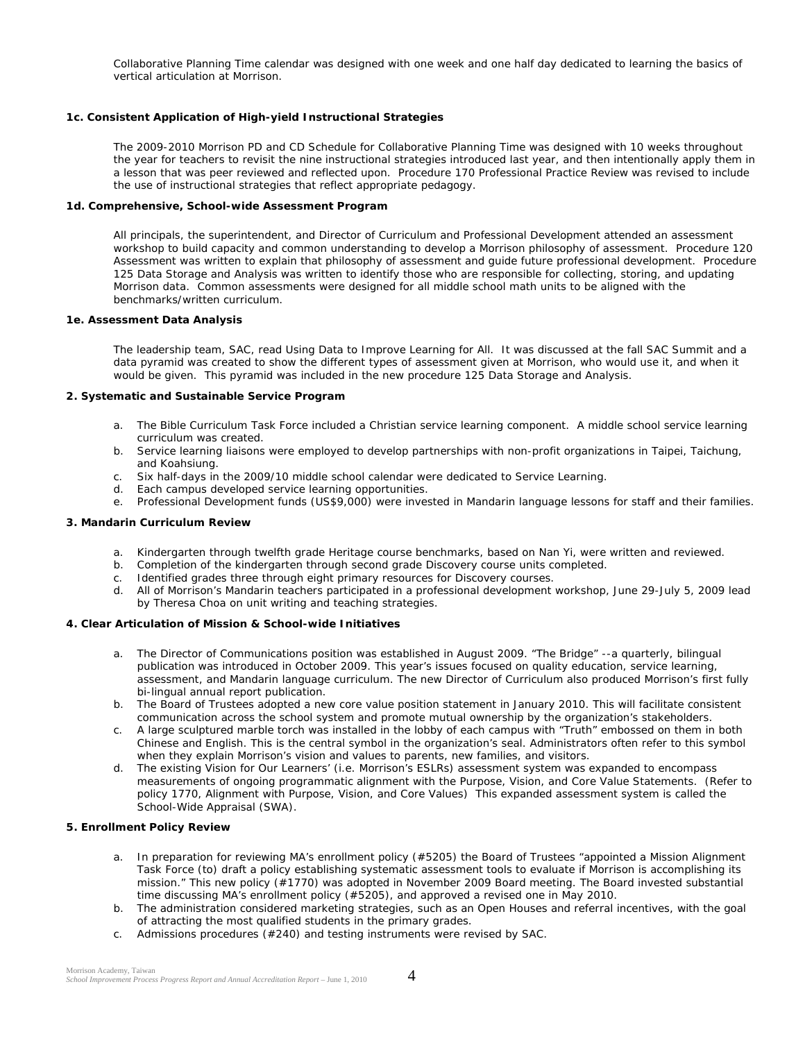Collaborative Planning Time calendar was designed with one week and one half day dedicated to learning the basics of vertical articulation at Morrison.

**1c. Consistent Application of High-yield Instructional Strategies**

The 2009-2010 Morrison PD and CD Schedule for Collaborative Planning Time was designed with 10 weeks throughout the year for teachers to revisit the nine instructional strategies introduced last year, and then intentionally apply them in a lesson that was peer reviewed and reflected upon. Procedure 170 Professional Practice Review was revised to include the use of instructional strategies that reflect appropriate pedagogy.

**1d. Comprehensive, School-wide Assessment Program**

All principals, the superintendent, and Director of Curriculum and Professional Development attended an assessment workshop to build capacity and common understanding to develop a Morrison philosophy of assessment. Procedure 120 Assessment was written to explain that philosophy of assessment and guide future professional development. Procedure 125 Data Storage and Analysis was written to identify those who are responsible for collecting, storing, and updating Morrison data. Common assessments were designed for all middle school math units to be aligned with the benchmarks/written curriculum.

**1e. Assessment Data Analysis**

The leadership team, SAC, read Using Data to Improve Learning for All. It was discussed at the fall SAC Summit and a data pyramid was created to show the different types of assessment given at Morrison, who would use it, and when it would be given. This pyramid was included in the new procedure 125 Data Storage and Analysis.

**2. Systematic and Sustainable Service Program**

a. The Bible Curriculum Task Force included a Christian service learning component. A middle school service learning curriculum was created.
b. Service learning liaisons were employed to develop partnerships with non-profit organizations in Taipei, Taichung, and Koahsiung.
c. Six half-days in the 2009/10 middle school calendar were dedicated to Service Learning.
d. Each campus developed service learning opportunities.
e. Professional Development funds (US$9,000) were invested in Mandarin language lessons for staff and their families.

**3. Mandarin Curriculum Review**

a. Kindergarten through twelfth grade Heritage course benchmarks, based on Nan Yi, were written and reviewed.
b. Completion of the kindergarten through second grade Discovery course units completed.
c. Identified grades three through eight primary resources for Discovery courses.
d. All of Morrison's Mandarin teachers participated in a professional development workshop, June 29-July 5, 2009 lead by Theresa Choa on unit writing and teaching strategies.

**4. Clear Articulation of Mission & School-wide Initiatives**

a. The Director of Communications position was established in August 2009. "The Bridge" --a quarterly, bilingual publication was introduced in October 2009. This year's issues focused on quality education, service learning, assessment, and Mandarin language curriculum. The new Director of Curriculum also produced Morrison's first fully bi-lingual annual report publication.
b. The Board of Trustees adopted a new core value position statement in January 2010. This will facilitate consistent communication across the school system and promote mutual ownership by the organization's stakeholders.
c. A large sculptured marble torch was installed in the lobby of each campus with "Truth" embossed on them in both Chinese and English. This is the central symbol in the organization's seal. Administrators often refer to this symbol when they explain Morrison's vision and values to parents, new families, and visitors.
d. The existing Vision for Our Learners' (i.e. Morrison's ESLRs) assessment system was expanded to encompass measurements of ongoing programmatic alignment with the Purpose, Vision, and Core Value Statements. (Refer to policy 1770, Alignment with Purpose, Vision, and Core Values) This expanded assessment system is called the School-Wide Appraisal (SWA).

**5. Enrollment Policy Review**

a. In preparation for reviewing MA's enrollment policy (#5205) the Board of Trustees "appointed a Mission Alignment Task Force (to) draft a policy establishing systematic assessment tools to evaluate if Morrison is accomplishing its mission." This new policy (#1770) was adopted in November 2009 Board meeting. The Board invested substantial time discussing MA's enrollment policy (#5205), and approved a revised one in May 2010.
b. The administration considered marketing strategies, such as an Open Houses and referral incentives, with the goal of attracting the most qualified students in the primary grades.
c. Admissions procedures (#240) and testing instruments were revised by SAC.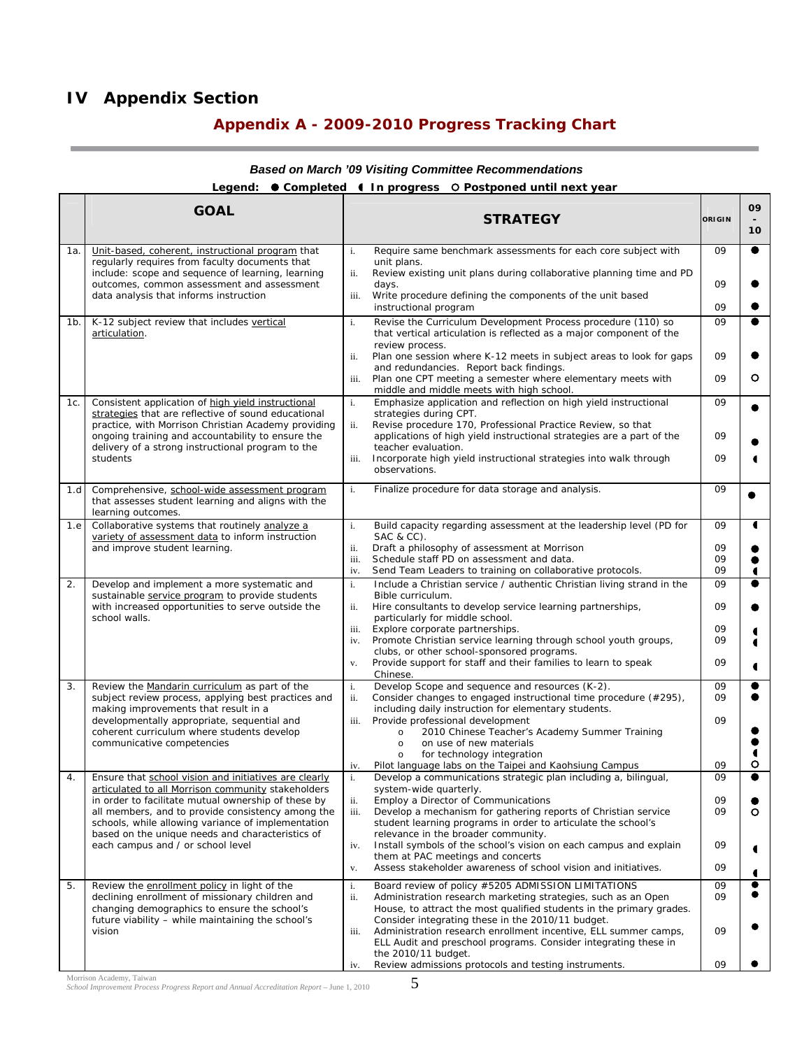# IV Appendix Section

## Appendix A - 2009-2010 Progress Tracking Chart

***Based on March '09 Visiting Committee Recommendations***

**Legend: ● Completed ◖ In progress ○ Postponed until next year**

| | GOAL | STRATEGY | ORIGIN | 09 - 10 |
|---|---|---|---|---|
| 1a. | Unit-based, coherent, instructional program that regularly requires from faculty documents that include: scope and sequence of learning, learning outcomes, common assessment and assessment data analysis that informs instruction | i. Require same benchmark assessments for each core subject with unit plans.<br>ii. Review existing unit plans during collaborative planning time and PD days.<br>iii. Write procedure defining the components of the unit based instructional program | 09<br>09<br>09 | ●<br>●<br>● |
| 1b. | K-12 subject review that includes vertical articulation. | i. Revise the Curriculum Development Process procedure (110) so that vertical articulation is reflected as a major component of the review process.<br>ii. Plan one session where K-12 meets in subject areas to look for gaps and redundancies. Report back findings.<br>iii. Plan one CPT meeting a semester where elementary meets with middle and middle meets with high school. | 09<br>09<br>09 | ●<br>●<br>○ |
| 1c. | Consistent application of high yield instructional strategies that are reflective of sound educational practice, with Morrison Christian Academy providing ongoing training and accountability to ensure the delivery of a strong instructional program to the students | i. Emphasize application and reflection on high yield instructional strategies during CPT.<br>ii. Revise procedure 170, Professional Practice Review, so that applications of high yield instructional strategies are a part of the teacher evaluation.<br>iii. Incorporate high yield instructional strategies into walk through observations. | 09<br>09<br>09 | ●<br>●<br>◖ |
| 1.d | Comprehensive, school-wide assessment program that assesses student learning and aligns with the learning outcomes. | i. Finalize procedure for data storage and analysis. | 09 | ● |
| 1.e | Collaborative systems that routinely analyze a variety of assessment data to inform instruction and improve student learning. | i. Build capacity regarding assessment at the leadership level (PD for SAC & CC).<br>ii. Draft a philosophy of assessment at Morrison<br>iii. Schedule staff PD on assessment and data.<br>iv. Send Team Leaders to training on collaborative protocols. | 09<br>09<br>09<br>09 | ◖<br>●<br>●<br>◖ |
| 2. | Develop and implement a more systematic and sustainable service program to provide students with increased opportunities to serve outside the school walls. | i. Include a Christian service / authentic Christian living strand in the Bible curriculum.<br>ii. Hire consultants to develop service learning partnerships, particularly for middle school.<br>iii. Explore corporate partnerships.<br>iv. Promote Christian service learning through school youth groups, clubs, or other school-sponsored programs.<br>v. Provide support for staff and their families to learn to speak Chinese. | 09<br>09<br>09<br>09<br>09 | ●<br>●<br>◖<br>◖<br>◖ |
| 3. | Review the Mandarin curriculum as part of the subject review process, applying best practices and making improvements that result in a developmentally appropriate, sequential and coherent curriculum where students develop communicative competencies | i. Develop Scope and sequence and resources (K-2).<br>ii. Consider changes to engaged instructional time procedure (#295), including daily instruction for elementary students.<br>iii. Provide professional development<br>o 2010 Chinese Teacher's Academy Summer Training<br>o on use of new materials<br>o for technology integration<br>iv. Pilot language labs on the Taipei and Kaohsiung Campus | 09<br>09<br>09<br><br><br><br>09 | ●<br>●<br><br>●<br>●<br>◖<br>○ |
| 4. | Ensure that school vision and initiatives are clearly articulated to all Morrison community stakeholders in order to facilitate mutual ownership of these by all members, and to provide consistency among the schools, while allowing variance of implementation based on the unique needs and characteristics of each campus and / or school level | i. Develop a communications strategic plan including a, bilingual, system-wide quarterly.<br>ii. Employ a Director of Communications<br>iii. Develop a mechanism for gathering reports of Christian service student learning programs in order to articulate the school's relevance in the broader community.<br>iv. Install symbols of the school's vision on each campus and explain them at PAC meetings and concerts<br>v. Assess stakeholder awareness of school vision and initiatives. | 09<br>09<br>09<br>09<br>09 | ●<br>●<br>○<br>◖<br>◖ |
| 5. | Review the enrollment policy in light of the declining enrollment of missionary children and changing demographics to ensure the school's future viability – while maintaining the school's vision | i. Board review of policy #5205 ADMISSION LIMITATIONS<br>ii. Administration research marketing strategies, such as an Open House, to attract the most qualified students in the primary grades. Consider integrating these in the 2010/11 budget.<br>iii. Administration research enrollment incentive, ELL summer camps, ELL Audit and preschool programs. Consider integrating these in the 2010/11 budget.<br>iv. Review admissions protocols and testing instruments. | 09<br>09<br>09<br>09 | ●<br>●<br>●<br>● |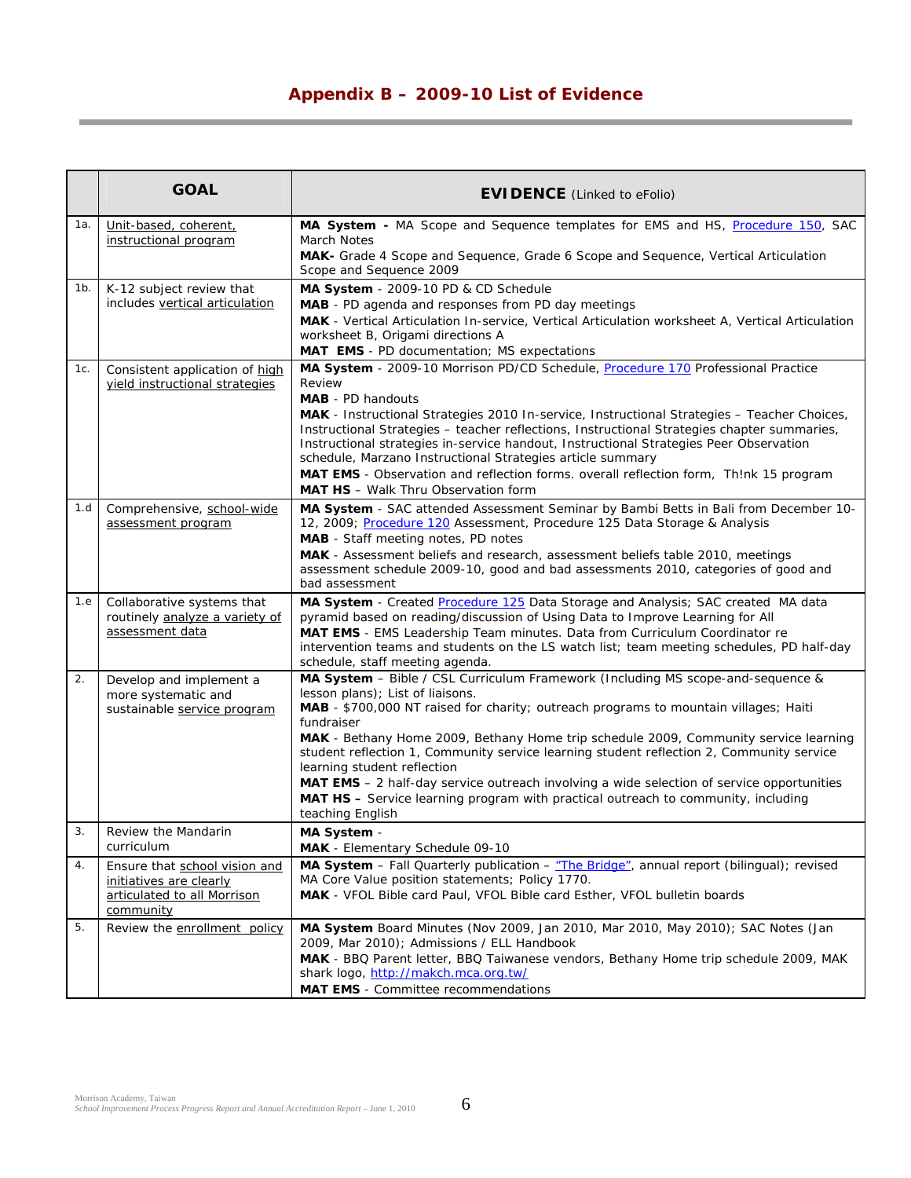# Appendix B – 2009-10 List of Evidence

| | GOAL | EVIDENCE (Linked to eFolio) |
|---|---|---|
| 1a. | Unit-based, coherent, instructional program | **MA System -** MA Scope and Sequence templates for EMS and HS, Procedure 150, SAC March Notes<br>**MAK-** Grade 4 Scope and Sequence, Grade 6 Scope and Sequence, Vertical Articulation Scope and Sequence 2009 |
| 1b. | K-12 subject review that includes vertical articulation | **MA System** - 2009-10 PD & CD Schedule<br>**MAB** - PD agenda and responses from PD day meetings<br>**MAK** - Vertical Articulation In-service, Vertical Articulation worksheet A, Vertical Articulation worksheet B, Origami directions A<br>**MAT EMS** - PD documentation; MS expectations |
| 1c. | Consistent application of high yield instructional strategies | **MA System** - 2009-10 Morrison PD/CD Schedule, Procedure 170 Professional Practice Review<br>**MAB** - PD handouts<br>**MAK** - Instructional Strategies 2010 In-service, Instructional Strategies – Teacher Choices, Instructional Strategies – teacher reflections, Instructional Strategies chapter summaries, Instructional strategies in-service handout, Instructional Strategies Peer Observation schedule, Marzano Instructional Strategies article summary<br>**MAT EMS** - Observation and reflection forms. overall reflection form, Th!nk 15 program<br>**MAT HS** – Walk Thru Observation form |
| 1.d | Comprehensive, school-wide assessment program | **MA System** - SAC attended Assessment Seminar by Bambi Betts in Bali from December 10-12, 2009; Procedure 120 Assessment, Procedure 125 Data Storage & Analysis<br>**MAB** - Staff meeting notes, PD notes<br>**MAK** - Assessment beliefs and research, assessment beliefs table 2010, meetings assessment schedule 2009-10, good and bad assessments 2010, categories of good and bad assessment |
| 1.e | Collaborative systems that routinely analyze a variety of assessment data | **MA System** - Created Procedure 125 Data Storage and Analysis; SAC created MA data pyramid based on reading/discussion of Using Data to Improve Learning for All<br>**MAT EMS** - EMS Leadership Team minutes. Data from Curriculum Coordinator re intervention teams and students on the LS watch list; team meeting schedules, PD half-day schedule, staff meeting agenda. |
| 2. | Develop and implement a more systematic and sustainable service program | **MA System** – Bible / CSL Curriculum Framework (Including MS scope-and-sequence & lesson plans); List of liaisons.<br>**MAB** - $700,000 NT raised for charity; outreach programs to mountain villages; Haiti fundraiser<br>**MAK** - Bethany Home 2009, Bethany Home trip schedule 2009, Community service learning student reflection 1, Community service learning student reflection 2, Community service learning student reflection<br>**MAT EMS** – 2 half-day service outreach involving a wide selection of service opportunities<br>**MAT HS –** Service learning program with practical outreach to community, including teaching English |
| 3. | Review the Mandarin curriculum | **MA System** -<br>**MAK** - Elementary Schedule 09-10 |
| 4. | Ensure that school vision and initiatives are clearly articulated to all Morrison community | **MA System** – Fall Quarterly publication – "The Bridge", annual report (bilingual); revised MA Core Value position statements; Policy 1770.<br>**MAK** - VFOL Bible card Paul, VFOL Bible card Esther, VFOL bulletin boards |
| 5. | Review the enrollment policy | **MA System** Board Minutes (Nov 2009, Jan 2010, Mar 2010, May 2010); SAC Notes (Jan 2009, Mar 2010); Admissions / ELL Handbook<br>**MAK** - BBQ Parent letter, BBQ Taiwanese vendors, Bethany Home trip schedule 2009, MAK shark logo, http://makch.mca.org.tw/<br>**MAT EMS** - Committee recommendations |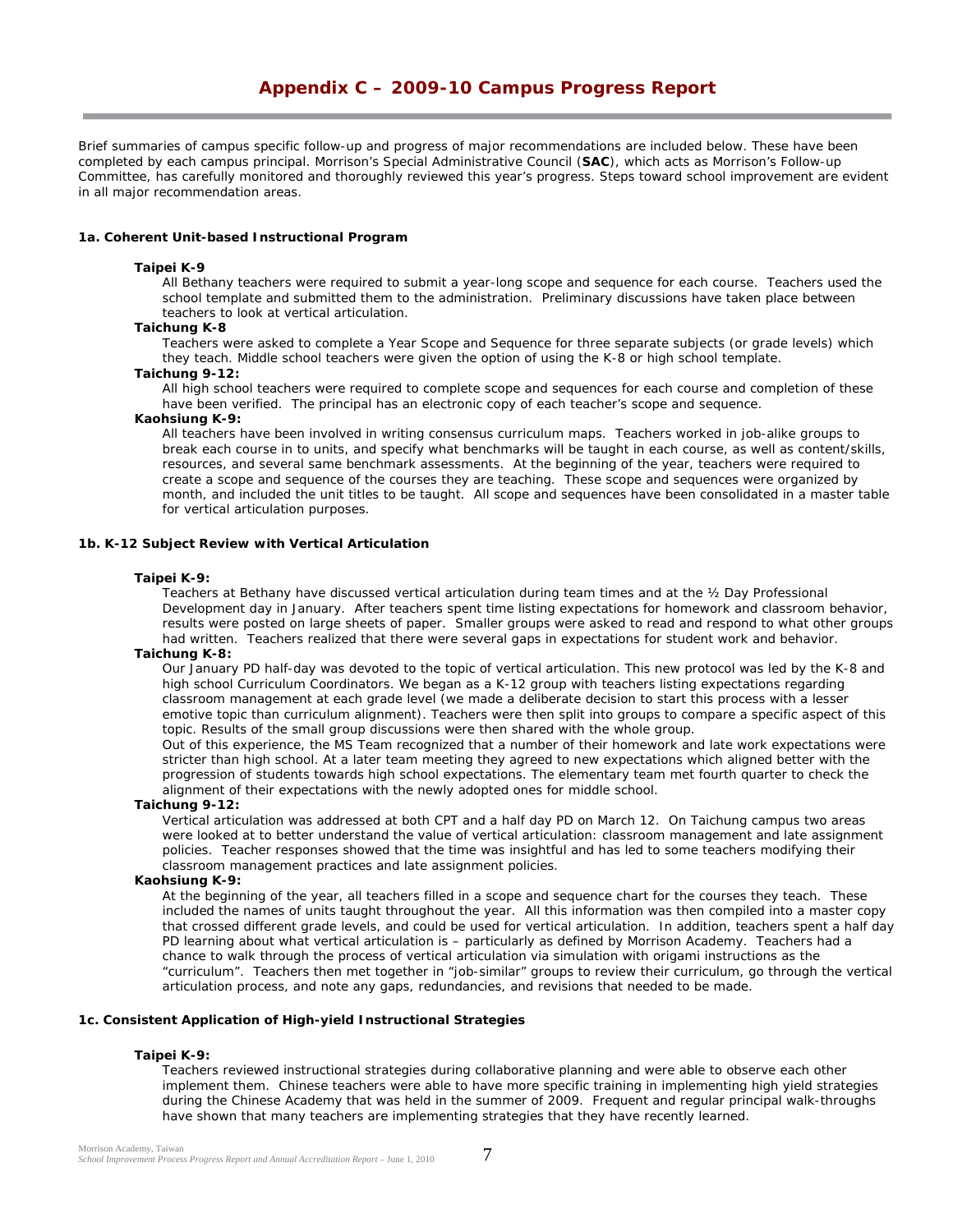# Appendix C – 2009-10 Campus Progress Report

Brief summaries of campus specific follow-up and progress of major recommendations are included below. These have been completed by each campus principal. Morrison's Special Administrative Council (**SAC**), which acts as Morrison's Follow-up Committee, has carefully monitored and thoroughly reviewed this year's progress. Steps toward school improvement are evident in all major recommendation areas.

### 1a. Coherent Unit-based Instructional Program

**Taipei K-9**

All Bethany teachers were required to submit a year-long scope and sequence for each course. Teachers used the school template and submitted them to the administration. Preliminary discussions have taken place between teachers to look at vertical articulation.

**Taichung K-8**

Teachers were asked to complete a Year Scope and Sequence for three separate subjects (or grade levels) which they teach. Middle school teachers were given the option of using the K-8 or high school template.

**Taichung 9-12:**

All high school teachers were required to complete scope and sequences for each course and completion of these have been verified. The principal has an electronic copy of each teacher's scope and sequence.

**Kaohsiung K-9:**

All teachers have been involved in writing consensus curriculum maps. Teachers worked in job-alike groups to break each course in to units, and specify what benchmarks will be taught in each course, as well as content/skills, resources, and several same benchmark assessments. At the beginning of the year, teachers were required to create a scope and sequence of the courses they are teaching. These scope and sequences were organized by month, and included the unit titles to be taught. All scope and sequences have been consolidated in a master table for vertical articulation purposes.

### 1b. K-12 Subject Review with Vertical Articulation

**Taipei K-9:**

Teachers at Bethany have discussed vertical articulation during team times and at the ½ Day Professional Development day in January. After teachers spent time listing expectations for homework and classroom behavior, results were posted on large sheets of paper. Smaller groups were asked to read and respond to what other groups had written. Teachers realized that there were several gaps in expectations for student work and behavior.

**Taichung K-8:**

Our January PD half-day was devoted to the topic of vertical articulation. This new protocol was led by the K-8 and high school Curriculum Coordinators. We began as a K-12 group with teachers listing expectations regarding classroom management at each grade level (we made a deliberate decision to start this process with a lesser emotive topic than curriculum alignment). Teachers were then split into groups to compare a specific aspect of this topic. Results of the small group discussions were then shared with the whole group.

Out of this experience, the MS Team recognized that a number of their homework and late work expectations were stricter than high school. At a later team meeting they agreed to new expectations which aligned better with the progression of students towards high school expectations. The elementary team met fourth quarter to check the alignment of their expectations with the newly adopted ones for middle school.

**Taichung 9-12:**

Vertical articulation was addressed at both CPT and a half day PD on March 12. On Taichung campus two areas were looked at to better understand the value of vertical articulation: classroom management and late assignment policies. Teacher responses showed that the time was insightful and has led to some teachers modifying their classroom management practices and late assignment policies.

**Kaohsiung K-9:**

At the beginning of the year, all teachers filled in a scope and sequence chart for the courses they teach. These included the names of units taught throughout the year. All this information was then compiled into a master copy that crossed different grade levels, and could be used for vertical articulation. In addition, teachers spent a half day PD learning about what vertical articulation is – particularly as defined by Morrison Academy. Teachers had a chance to walk through the process of vertical articulation via simulation with origami instructions as the "curriculum". Teachers then met together in "job-similar" groups to review their curriculum, go through the vertical articulation process, and note any gaps, redundancies, and revisions that needed to be made.

### 1c. Consistent Application of High-yield Instructional Strategies

**Taipei K-9:**

Teachers reviewed instructional strategies during collaborative planning and were able to observe each other implement them. Chinese teachers were able to have more specific training in implementing high yield strategies during the Chinese Academy that was held in the summer of 2009. Frequent and regular principal walk-throughs have shown that many teachers are implementing strategies that they have recently learned.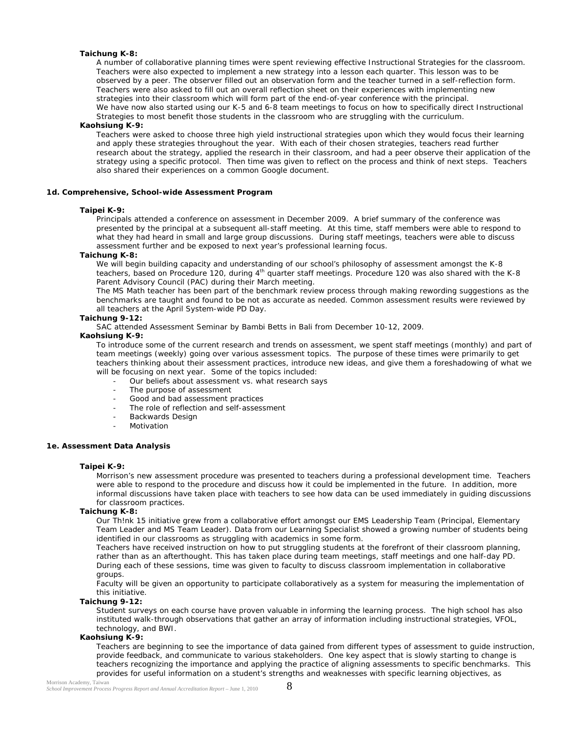**Taichung K-8:**

A number of collaborative planning times were spent reviewing effective Instructional Strategies for the classroom. Teachers were also expected to implement a new strategy into a lesson each quarter. This lesson was to be observed by a peer. The observer filled out an observation form and the teacher turned in a self-reflection form. Teachers were also asked to fill out an overall reflection sheet on their experiences with implementing new strategies into their classroom which will form part of the end-of-year conference with the principal.

We have now also started using our K-5 and 6-8 team meetings to focus on how to specifically direct Instructional Strategies to most benefit those students in the classroom who are struggling with the curriculum.

**Kaohsiung K-9:**

Teachers were asked to choose three high yield instructional strategies upon which they would focus their learning and apply these strategies throughout the year. With each of their chosen strategies, teachers read further research about the strategy, applied the research in their classroom, and had a peer observe their application of the strategy using a specific protocol. Then time was given to reflect on the process and think of next steps. Teachers also shared their experiences on a common Google document.

### 1d. Comprehensive, School-wide Assessment Program

**Taipei K-9:**

Principals attended a conference on assessment in December 2009. A brief summary of the conference was presented by the principal at a subsequent all-staff meeting. At this time, staff members were able to respond to what they had heard in small and large group discussions. During staff meetings, teachers were able to discuss assessment further and be exposed to next year's professional learning focus.

**Taichung K-8:**

We will begin building capacity and understanding of our school's philosophy of assessment amongst the K-8 teachers, based on Procedure 120, during 4th quarter staff meetings. Procedure 120 was also shared with the K-8 Parent Advisory Council (PAC) during their March meeting.

The MS Math teacher has been part of the benchmark review process through making rewording suggestions as the benchmarks are taught and found to be not as accurate as needed. Common assessment results were reviewed by all teachers at the April System-wide PD Day.

**Taichung 9-12:**

SAC attended Assessment Seminar by Bambi Betts in Bali from December 10-12, 2009.

**Kaohsiung K-9:**

To introduce some of the current research and trends on assessment, we spent staff meetings (monthly) and part of team meetings (weekly) going over various assessment topics. The purpose of these times were primarily to get teachers thinking about their assessment practices, introduce new ideas, and give them a foreshadowing of what we will be focusing on next year. Some of the topics included:

- Our beliefs about assessment vs. what research says
- The purpose of assessment
- Good and bad assessment practices
- The role of reflection and self-assessment
- Backwards Design
- Motivation

### 1e. Assessment Data Analysis

**Taipei K-9:**

Morrison's new assessment procedure was presented to teachers during a professional development time. Teachers were able to respond to the procedure and discuss how it could be implemented in the future. In addition, more informal discussions have taken place with teachers to see how data can be used immediately in guiding discussions for classroom practices.

**Taichung K-8:**

Our Th!nk 15 initiative grew from a collaborative effort amongst our EMS Leadership Team (Principal, Elementary Team Leader and MS Team Leader). Data from our Learning Specialist showed a growing number of students being identified in our classrooms as struggling with academics in some form.

Teachers have received instruction on how to put struggling students at the forefront of their classroom planning, rather than as an afterthought. This has taken place during team meetings, staff meetings and one half-day PD. During each of these sessions, time was given to faculty to discuss classroom implementation in collaborative groups.

Faculty will be given an opportunity to participate collaboratively as a system for measuring the implementation of this initiative.

**Taichung 9-12:**

Student surveys on each course have proven valuable in informing the learning process. The high school has also instituted walk-through observations that gather an array of information including instructional strategies, VFOL, technology, and BWI.

**Kaohsiung K-9:**

Teachers are beginning to see the importance of data gained from different types of assessment to guide instruction, provide feedback, and communicate to various stakeholders. One key aspect that is slowly starting to change is teachers recognizing the importance and applying the practice of aligning assessments to specific benchmarks. This provides for useful information on a student's strengths and weaknesses with specific learning objectives, as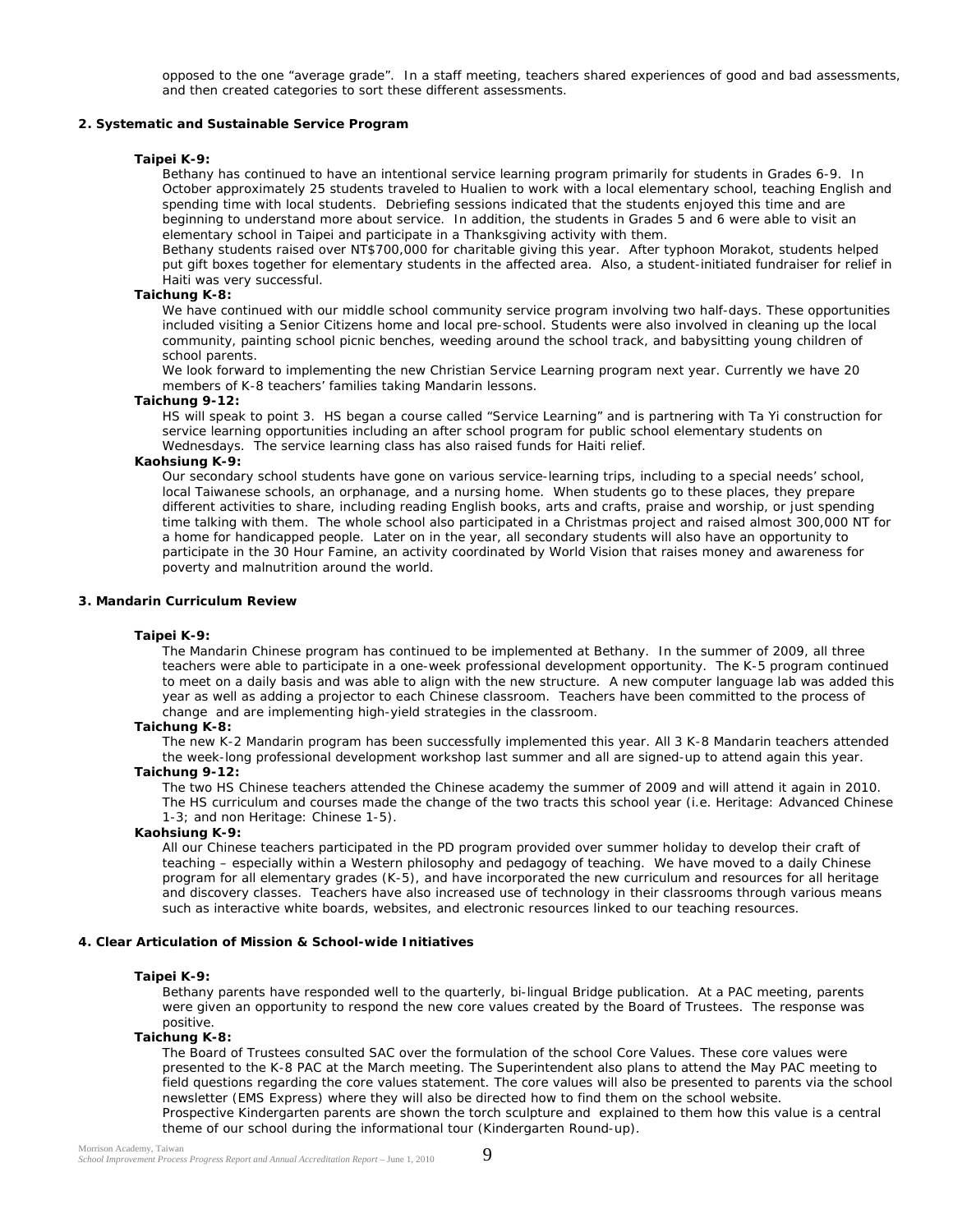opposed to the one "average grade". In a staff meeting, teachers shared experiences of good and bad assessments, and then created categories to sort these different assessments.

**2. Systematic and Sustainable Service Program**

**Taipei K-9:**

Bethany has continued to have an intentional service learning program primarily for students in Grades 6-9. In October approximately 25 students traveled to Hualien to work with a local elementary school, teaching English and spending time with local students. Debriefing sessions indicated that the students enjoyed this time and are beginning to understand more about service. In addition, the students in Grades 5 and 6 were able to visit an elementary school in Taipei and participate in a Thanksgiving activity with them.

Bethany students raised over NT$700,000 for charitable giving this year. After typhoon Morakot, students helped put gift boxes together for elementary students in the affected area. Also, a student-initiated fundraiser for relief in Haiti was very successful.

**Taichung K-8:**

We have continued with our middle school community service program involving two half-days. These opportunities included visiting a Senior Citizens home and local pre-school. Students were also involved in cleaning up the local community, painting school picnic benches, weeding around the school track, and babysitting young children of school parents.

We look forward to implementing the new Christian Service Learning program next year. Currently we have 20 members of K-8 teachers' families taking Mandarin lessons.

**Taichung 9-12:**

HS will speak to point 3. HS began a course called "Service Learning" and is partnering with Ta Yi construction for service learning opportunities including an after school program for public school elementary students on Wednesdays. The service learning class has also raised funds for Haiti relief.

**Kaohsiung K-9:**

Our secondary school students have gone on various service-learning trips, including to a special needs' school, local Taiwanese schools, an orphanage, and a nursing home. When students go to these places, they prepare different activities to share, including reading English books, arts and crafts, praise and worship, or just spending time talking with them. The whole school also participated in a Christmas project and raised almost 300,000 NT for a home for handicapped people. Later on in the year, all secondary students will also have an opportunity to participate in the 30 Hour Famine, an activity coordinated by World Vision that raises money and awareness for poverty and malnutrition around the world.

**3. Mandarin Curriculum Review**

**Taipei K-9:**

The Mandarin Chinese program has continued to be implemented at Bethany. In the summer of 2009, all three teachers were able to participate in a one-week professional development opportunity. The K-5 program continued to meet on a daily basis and was able to align with the new structure. A new computer language lab was added this year as well as adding a projector to each Chinese classroom. Teachers have been committed to the process of change and are implementing high-yield strategies in the classroom.

**Taichung K-8:**

The new K-2 Mandarin program has been successfully implemented this year. All 3 K-8 Mandarin teachers attended the week-long professional development workshop last summer and all are signed-up to attend again this year.

**Taichung 9-12:**

The two HS Chinese teachers attended the Chinese academy the summer of 2009 and will attend it again in 2010. The HS curriculum and courses made the change of the two tracts this school year (i.e. Heritage: Advanced Chinese 1-3; and non Heritage: Chinese 1-5).

**Kaohsiung K-9:**

All our Chinese teachers participated in the PD program provided over summer holiday to develop their craft of teaching – especially within a Western philosophy and pedagogy of teaching. We have moved to a daily Chinese program for all elementary grades (K-5), and have incorporated the new curriculum and resources for all heritage and discovery classes. Teachers have also increased use of technology in their classrooms through various means such as interactive white boards, websites, and electronic resources linked to our teaching resources.

**4. Clear Articulation of Mission & School-wide Initiatives**

**Taipei K-9:**

Bethany parents have responded well to the quarterly, bi-lingual Bridge publication. At a PAC meeting, parents were given an opportunity to respond the new core values created by the Board of Trustees. The response was positive.

**Taichung K-8:**

The Board of Trustees consulted SAC over the formulation of the school Core Values. These core values were presented to the K-8 PAC at the March meeting. The Superintendent also plans to attend the May PAC meeting to field questions regarding the core values statement. The core values will also be presented to parents via the school newsletter (EMS Express) where they will also be directed how to find them on the school website.

Prospective Kindergarten parents are shown the torch sculpture and explained to them how this value is a central theme of our school during the informational tour (Kindergarten Round-up).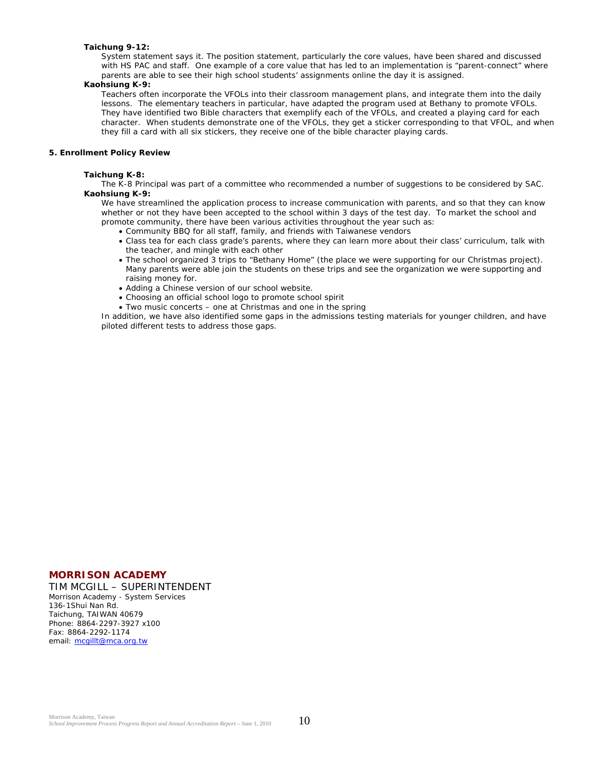**Taichung 9-12:**

System statement says it. The position statement, particularly the core values, have been shared and discussed with HS PAC and staff. One example of a core value that has led to an implementation is "parent-connect" where parents are able to see their high school students' assignments online the day it is assigned.

**Kaohsiung K-9:**

Teachers often incorporate the VFOLs into their classroom management plans, and integrate them into the daily lessons. The elementary teachers in particular, have adapted the program used at Bethany to promote VFOLs. They have identified two Bible characters that exemplify each of the VFOLs, and created a playing card for each character. When students demonstrate one of the VFOLs, they get a sticker corresponding to that VFOL, and when they fill a card with all six stickers, they receive one of the bible character playing cards.

**5. Enrollment Policy Review**

**Taichung K-8:**

The K-8 Principal was part of a committee who recommended a number of suggestions to be considered by SAC.

**Kaohsiung K-9:**

We have streamlined the application process to increase communication with parents, and so that they can know whether or not they have been accepted to the school within 3 days of the test day. To market the school and promote community, there have been various activities throughout the year such as:

- Community BBQ for all staff, family, and friends with Taiwanese vendors
- Class tea for each class grade's parents, where they can learn more about their class' curriculum, talk with the teacher, and mingle with each other
- The school organized 3 trips to "Bethany Home" (the place we were supporting for our Christmas project). Many parents were able join the students on these trips and see the organization we were supporting and raising money for.
- Adding a Chinese version of our school website.
- Choosing an official school logo to promote school spirit
- Two music concerts – one at Christmas and one in the spring

In addition, we have also identified some gaps in the admissions testing materials for younger children, and have piloted different tests to address those gaps.

**MORRISON ACADEMY**

TIM MCGILL – SUPERINTENDENT

Morrison Academy - System Services
136-1Shui Nan Rd.
Taichung, TAIWAN 40679
Phone: 8864-2297-3927 x100
Fax: 8864-2292-1174
email: mcgillt@mca.org.tw